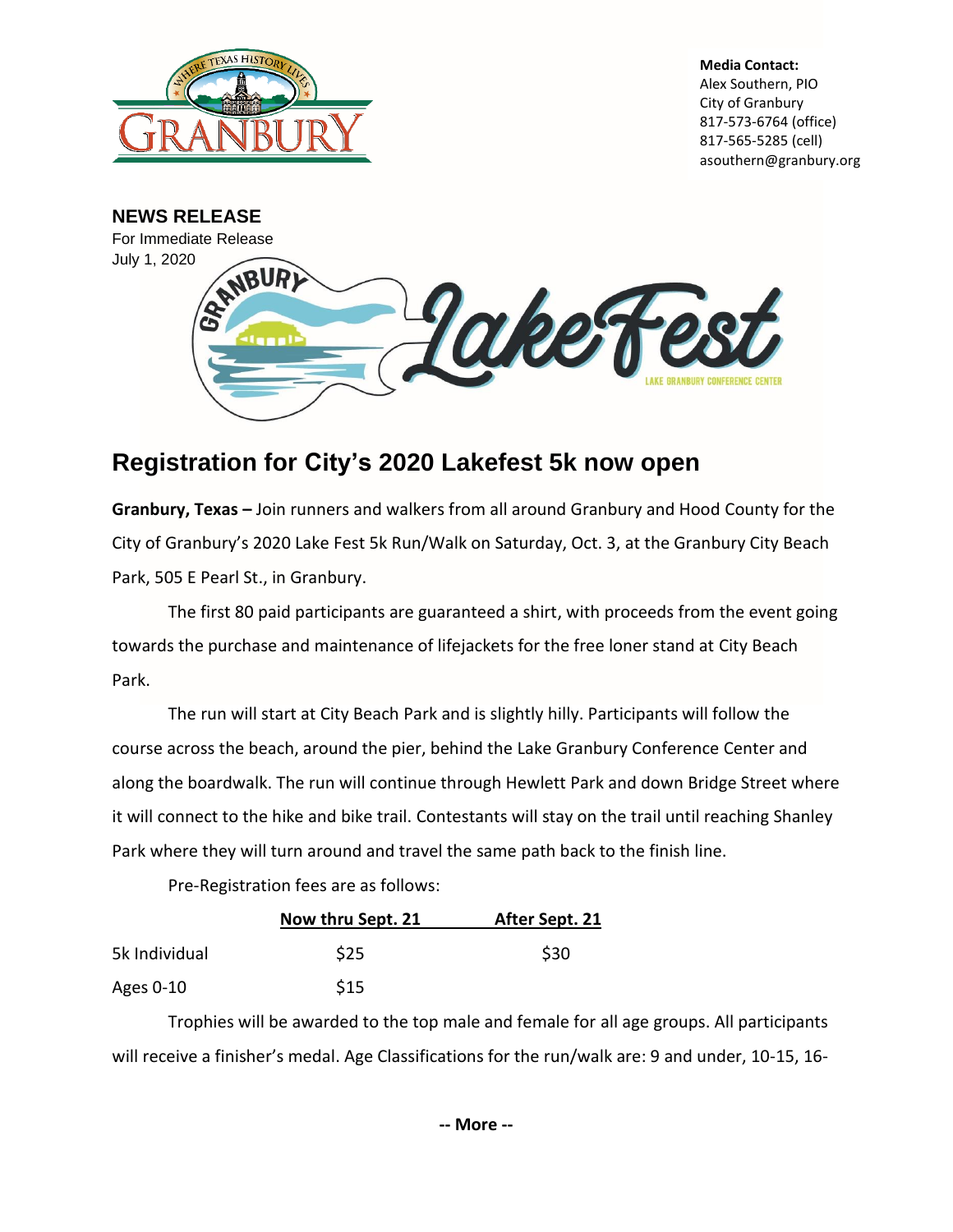**Media Contact:**
Alex Southern, PIO
City of Granbury
817-573-6764 (office)
817-565-5285 (cell)
asouthern@granbury.org

**NEWS RELEASE**
For Immediate Release
July 1, 2020

# Registration for City's 2020 Lakefest 5k now open

**Granbury, Texas –** Join runners and walkers from all around Granbury and Hood County for the City of Granbury's 2020 Lake Fest 5k Run/Walk on Saturday, Oct. 3, at the Granbury City Beach Park, 505 E Pearl St., in Granbury.

The first 80 paid participants are guaranteed a shirt, with proceeds from the event going towards the purchase and maintenance of lifejackets for the free loner stand at City Beach Park.

The run will start at City Beach Park and is slightly hilly. Participants will follow the course across the beach, around the pier, behind the Lake Granbury Conference Center and along the boardwalk. The run will continue through Hewlett Park and down Bridge Street where it will connect to the hike and bike trail. Contestants will stay on the trail until reaching Shanley Park where they will turn around and travel the same path back to the finish line.

Pre-Registration fees are as follows:

| | Now thru Sept. 21 | After Sept. 21 |
|---|---|---|
| 5k Individual | $25 | $30 |
| Ages 0-10 | $15 | |

Trophies will be awarded to the top male and female for all age groups. All participants will receive a finisher's medal. Age Classifications for the run/walk are: 9 and under, 10-15, 16-

-- More --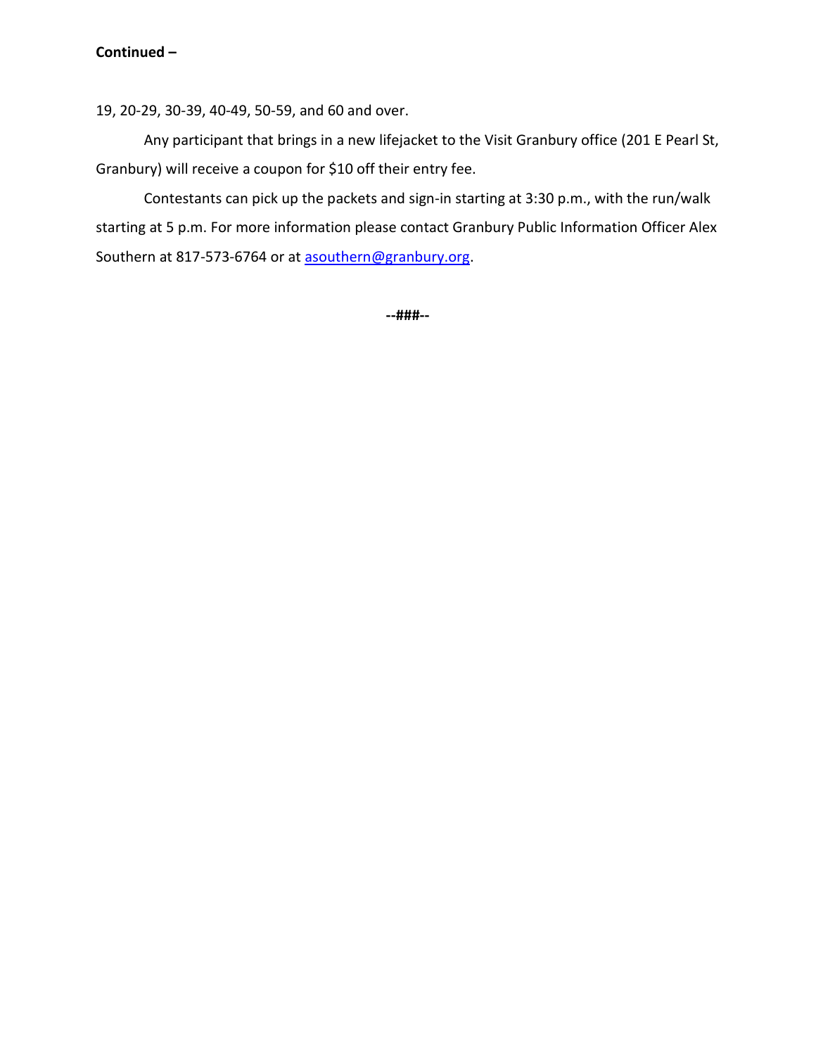**Continued –**

19, 20-29, 30-39, 40-49, 50-59, and 60 and over.

Any participant that brings in a new lifejacket to the Visit Granbury office (201 E Pearl St, Granbury) will receive a coupon for $10 off their entry fee.

Contestants can pick up the packets and sign-in starting at 3:30 p.m., with the run/walk starting at 5 p.m. For more information please contact Granbury Public Information Officer Alex Southern at 817-573-6764 or at asouthern@granbury.org.

**--###--**